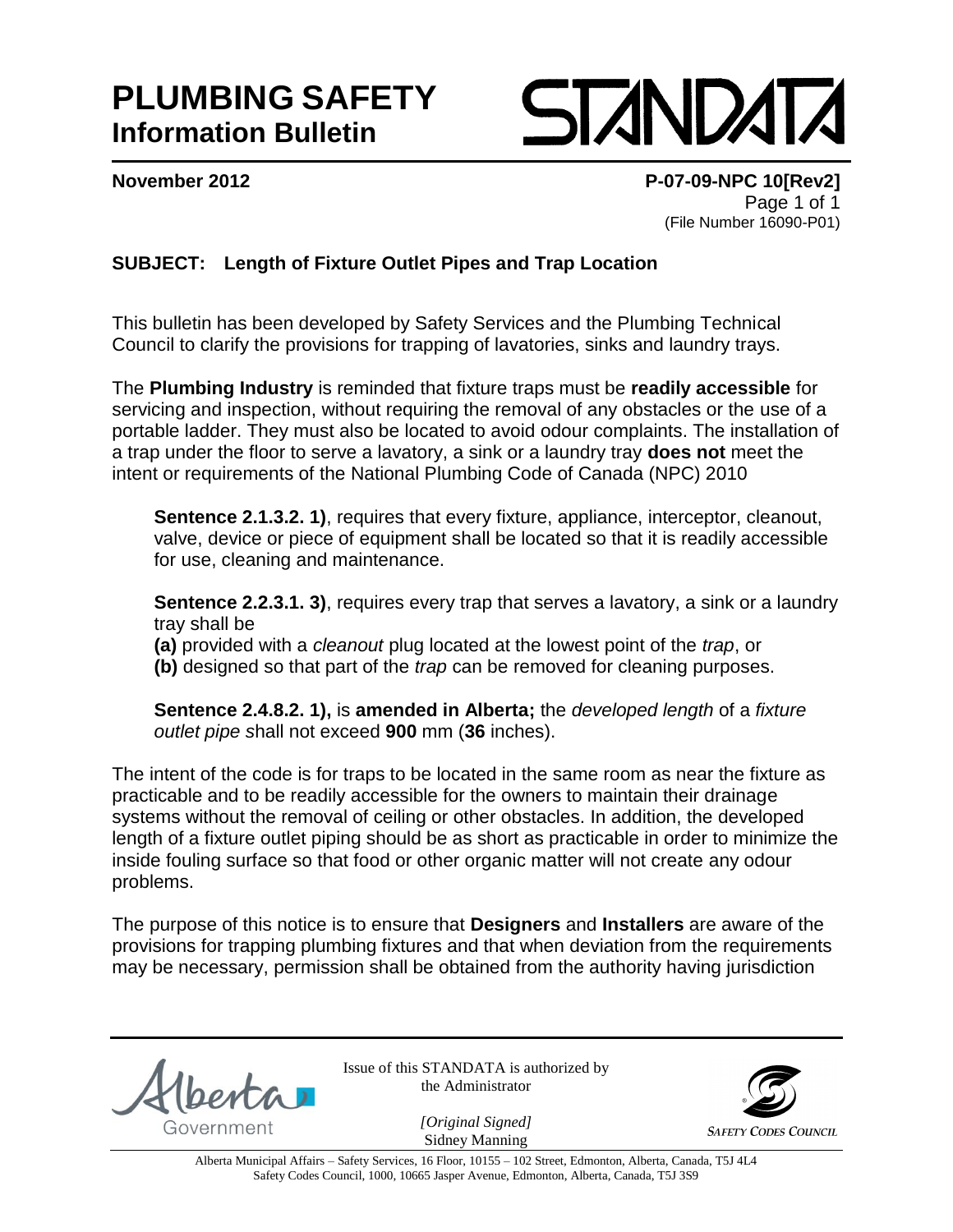# PLUMBING SAFETY
## Information Bulletin

STANDATA

**November 2012** **P-07-09-NPC 10[Rev2]**

(File Number 16090-P01)

### SUBJECT: Length of Fixture Outlet Pipes and Trap Location

This bulletin has been developed by Safety Services and the Plumbing Technical Council to clarify the provisions for trapping of lavatories, sinks and laundry trays.

The **Plumbing Industry** is reminded that fixture traps must be **readily accessible** for servicing and inspection, without requiring the removal of any obstacles or the use of a portable ladder. They must also be located to avoid odour complaints. The installation of a trap under the floor to serve a lavatory, a sink or a laundry tray **does not** meet the intent or requirements of the National Plumbing Code of Canada (NPC) 2010

> **Sentence 2.1.3.2. 1)**, requires that every fixture, appliance, interceptor, cleanout, valve, device or piece of equipment shall be located so that it is readily accessible for use, cleaning and maintenance.
>
> **Sentence 2.2.3.1. 3)**, requires every trap that serves a lavatory, a sink or a laundry tray shall be
> **(a)** provided with a *cleanout* plug located at the lowest point of the *trap*, or
> **(b)** designed so that part of the *trap* can be removed for cleaning purposes.
>
> **Sentence 2.4.8.2. 1),** is **amended in Alberta;** the *developed length* of a *fixture outlet pipe* shall not exceed **900** mm (**36** inches).

The intent of the code is for traps to be located in the same room as near the fixture as practicable and to be readily accessible for the owners to maintain their drainage systems without the removal of ceiling or other obstacles. In addition, the developed length of a fixture outlet piping should be as short as practicable in order to minimize the inside fouling surface so that food or other organic matter will not create any odour problems.

The purpose of this notice is to ensure that **Designers** and **Installers** are aware of the provisions for trapping plumbing fixtures and that when deviation from the requirements may be necessary, permission shall be obtained from the authority having jurisdiction

Alberta Government

Issue of this STANDATA is authorized by the Administrator

*[Original Signed]*
Sidney Manning

SAFETY CODES COUNCIL

Alberta Municipal Affairs – Safety Services, 16 Floor, 10155 – 102 Street, Edmonton, Alberta, Canada, T5J 4L4
Safety Codes Council, 1000, 10665 Jasper Avenue, Edmonton, Alberta, Canada, T5J 3S9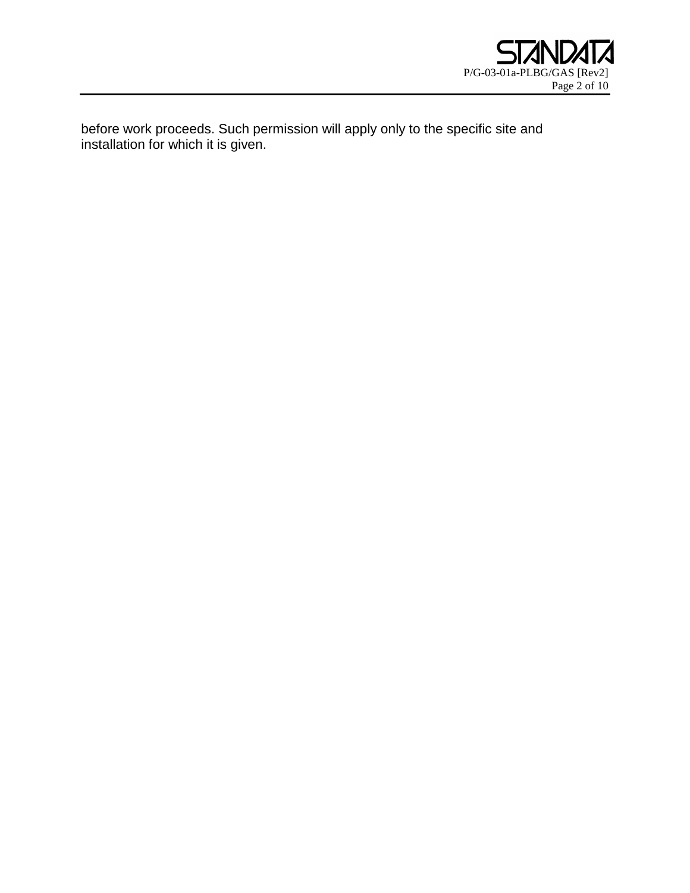before work proceeds. Such permission will apply only to the specific site and installation for which it is given.